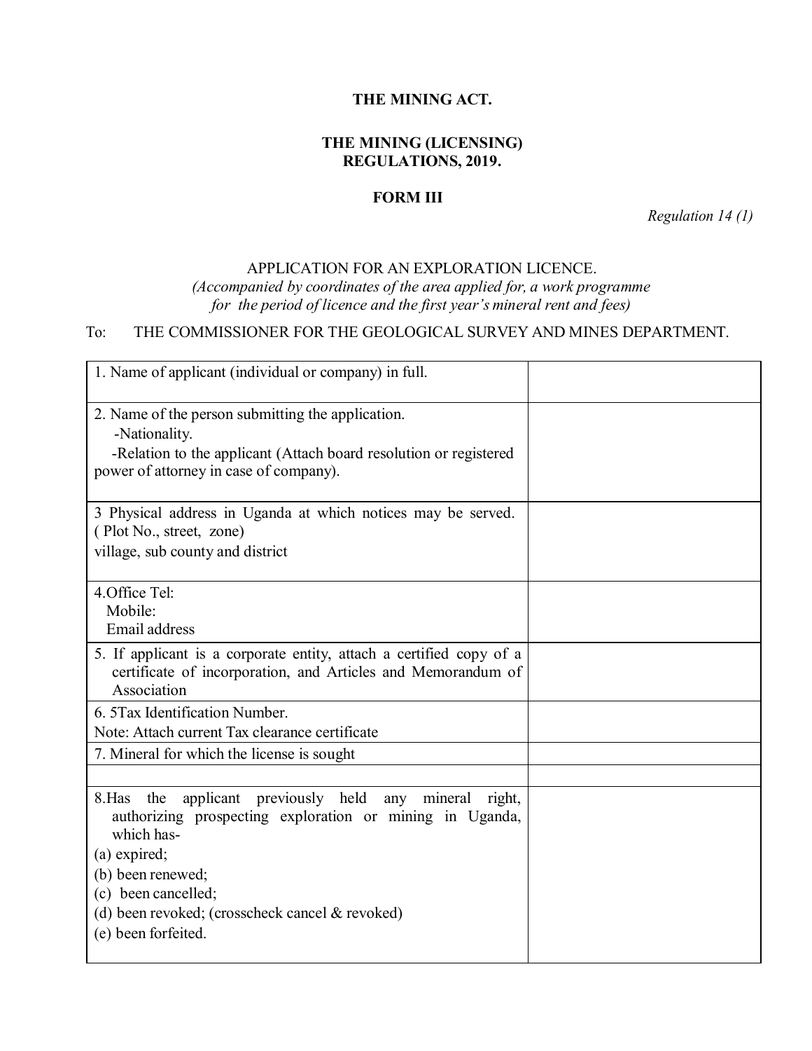**THE MINING ACT.**

**THE MINING (LICENSING) REGULATIONS, 2019.**

**FORM III**

*Regulation 14 (1)*

APPLICATION FOR AN EXPLORATION LICENCE.

*(Accompanied by coordinates of the area applied for, a work programme for the period of licence and the first year's mineral rent and fees)*

To: THE COMMISSIONER FOR THE GEOLOGICAL SURVEY AND MINES DEPARTMENT.

| | |
|---|---|
| 1. Name of applicant (individual or company) in full. | |
| 2. Name of the person submitting the application.<br>-Nationality.<br>-Relation to the applicant (Attach board resolution or registered power of attorney in case of company). | |
| 3 Physical address in Uganda at which notices may be served. ( Plot No., street, zone)<br>village, sub county and district | |
| 4.Office Tel:<br>Mobile:<br>Email address | |
| 5. If applicant is a corporate entity, attach a certified copy of a certificate of incorporation, and Articles and Memorandum of Association | |
| 6. 5Tax Identification Number.<br>Note: Attach current Tax clearance certificate | |
| 7. Mineral for which the license is sought | |
| | |
| 8.Has the applicant previously held any mineral right, authorizing prospecting exploration or mining in Uganda, which has-<br>(a) expired;<br>(b) been renewed;<br>(c) been cancelled;<br>(d) been revoked; (crosscheck cancel & revoked)<br>(e) been forfeited. | |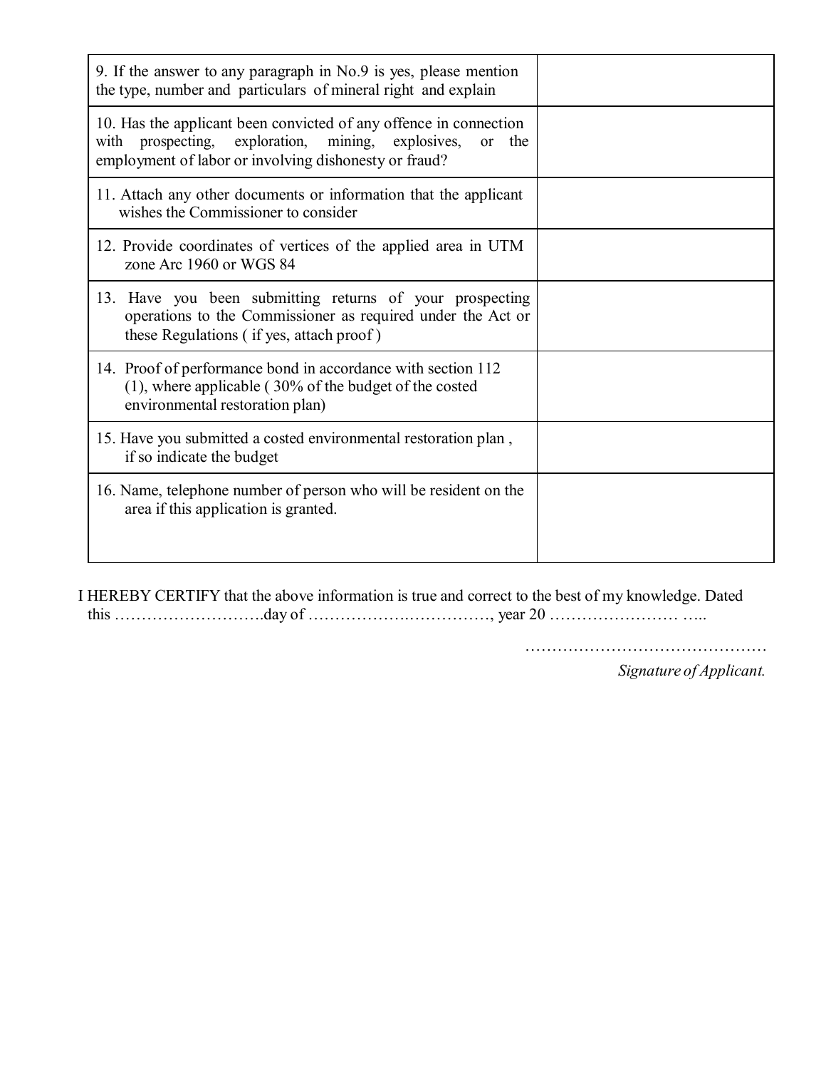| | |
|---|---|
| 9. If the answer to any paragraph in No.9 is yes, please mention the type, number and particulars of mineral right and explain | |
| 10. Has the applicant been convicted of any offence in connection with prospecting, exploration, mining, explosives, or the employment of labor or involving dishonesty or fraud? | |
| 11. Attach any other documents or information that the applicant wishes the Commissioner to consider | |
| 12. Provide coordinates of vertices of the applied area in UTM zone Arc 1960 or WGS 84 | |
| 13. Have you been submitting returns of your prospecting operations to the Commissioner as required under the Act or these Regulations ( if yes, attach proof ) | |
| 14. Proof of performance bond in accordance with section 112 (1), where applicable ( 30% of the budget of the costed environmental restoration plan) | |
| 15. Have you submitted a costed environmental restoration plan , if so indicate the budget | |
| 16. Name, telephone number of person who will be resident on the area if this application is granted. | |

I HEREBY CERTIFY that the above information is true and correct to the best of my knowledge. Dated this ……………………….day of …………………………….., year 20 …………………… …..

………………………………………

*Signature of Applicant.*